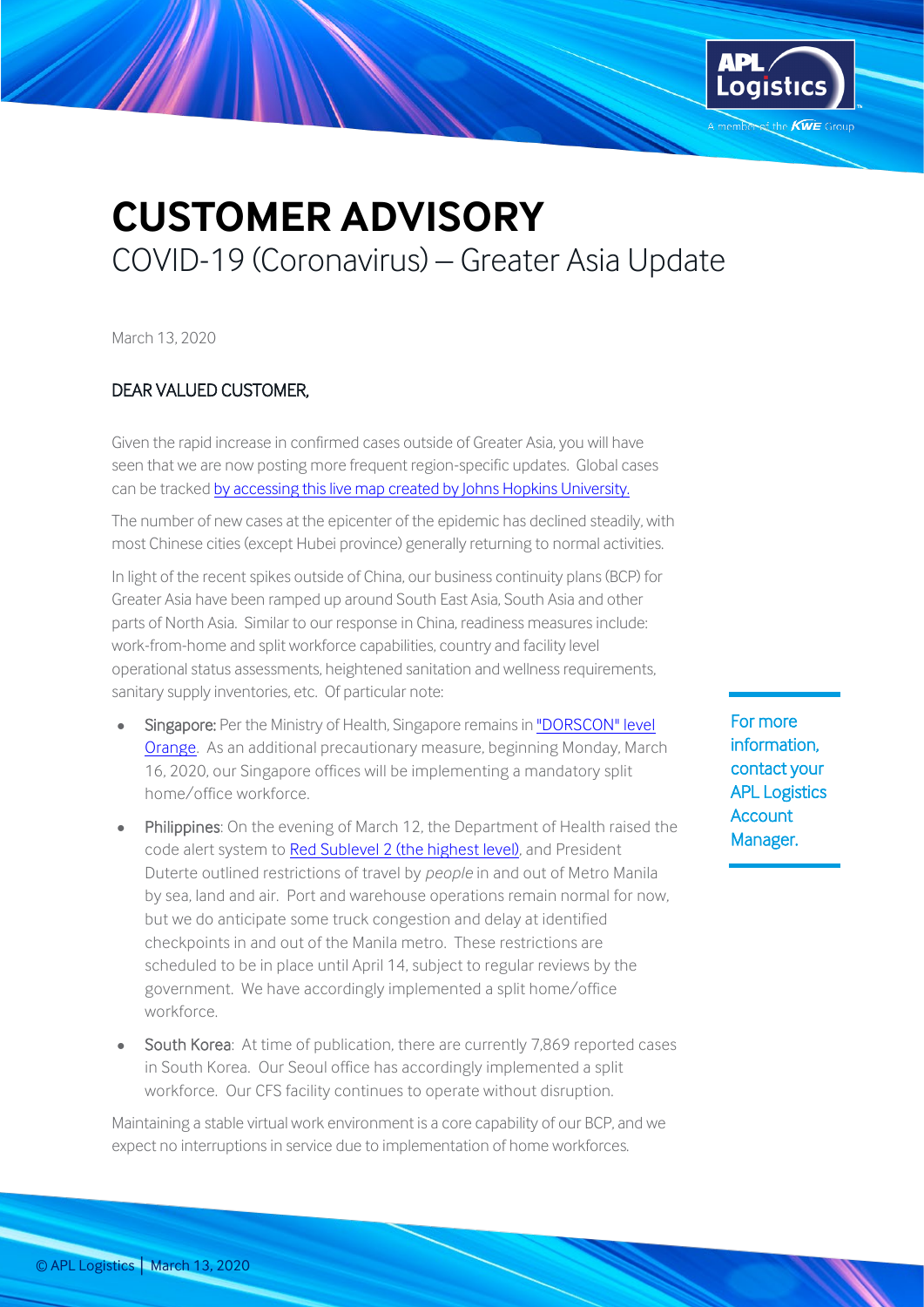# CUSTOMER ADVISORY

## COVID-19 (Coronavirus) – Greater Asia Update

March 13, 2020

DEAR VALUED CUSTOMER,

Given the rapid increase in confirmed cases outside of Greater Asia, you will have seen that we are now posting more frequent region-specific updates. Global cases can be tracked [by accessing this live map created by Johns Hopkins University.]

The number of new cases at the epicenter of the epidemic has declined steadily, with most Chinese cities (except Hubei province) generally returning to normal activities.

In light of the recent spikes outside of China, our business continuity plans (BCP) for Greater Asia have been ramped up around South East Asia, South Asia and other parts of North Asia. Similar to our response in China, readiness measures include: work-from-home and split workforce capabilities, country and facility level operational status assessments, heightened sanitation and wellness requirements, sanitary supply inventories, etc. Of particular note:

- **Singapore:** Per the Ministry of Health, Singapore remains in "DORSCON" level Orange. As an additional precautionary measure, beginning Monday, March 16, 2020, our Singapore offices will be implementing a mandatory split home/office workforce.
- **Philippines**: On the evening of March 12, the Department of Health raised the code alert system to Red Sublevel 2 (the highest level), and President Duterte outlined restrictions of travel by *people* in and out of Metro Manila by sea, land and air. Port and warehouse operations remain normal for now, but we do anticipate some truck congestion and delay at identified checkpoints in and out of the Manila metro. These restrictions are scheduled to be in place until April 14, subject to regular reviews by the government. We have accordingly implemented a split home/office workforce.
- **South Korea**: At time of publication, there are currently 7,869 reported cases in South Korea. Our Seoul office has accordingly implemented a split workforce. Our CFS facility continues to operate without disruption.

Maintaining a stable virtual work environment is a core capability of our BCP, and we expect no interruptions in service due to implementation of home workforces.

For more information, contact your APL Logistics Account Manager.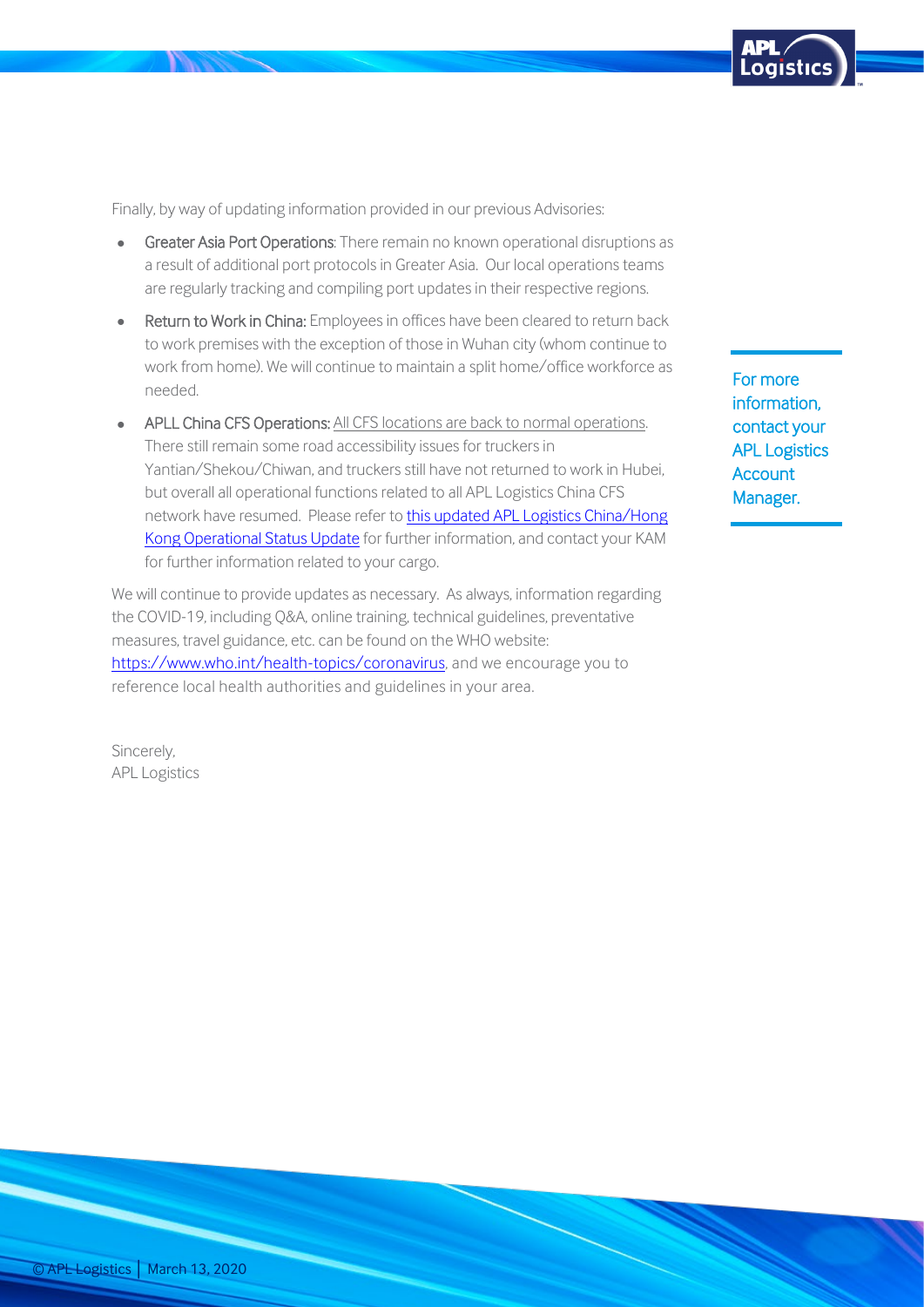Finally, by way of updating information provided in our previous Advisories:

- **Greater Asia Port Operations**: There remain no known operational disruptions as a result of additional port protocols in Greater Asia. Our local operations teams are regularly tracking and compiling port updates in their respective regions.
- **Return to Work in China:** Employees in offices have been cleared to return back to work premises with the exception of those in Wuhan city (whom continue to work from home). We will continue to maintain a split home/office workforce as needed.
- **APLL China CFS Operations:** All CFS locations are back to normal operations. There still remain some road accessibility issues for truckers in Yantian/Shekou/Chiwan, and truckers still have not returned to work in Hubei, but overall all operational functions related to all APL Logistics China CFS network have resumed. Please refer to this updated APL Logistics China/Hong Kong Operational Status Update for further information, and contact your KAM for further information related to your cargo.

For more information, contact your APL Logistics Account Manager.

We will continue to provide updates as necessary. As always, information regarding the COVID-19, including Q&A, online training, technical guidelines, preventative measures, travel guidance, etc. can be found on the WHO website: https://www.who.int/health-topics/coronavirus, and we encourage you to reference local health authorities and guidelines in your area.

Sincerely,
APL Logistics

© APL Logistics | March 13, 2020